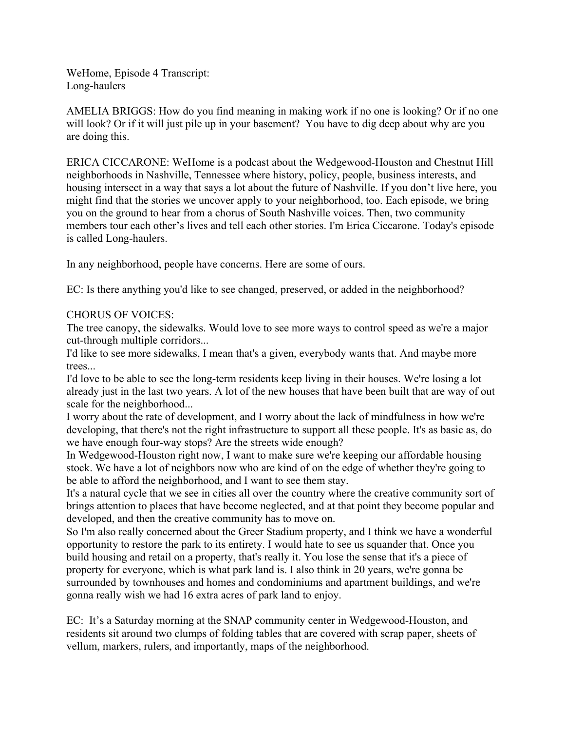WeHome, Episode 4 Transcript:
Long-haulers

AMELIA BRIGGS: How do you find meaning in making work if no one is looking? Or if no one will look? Or if it will just pile up in your basement? You have to dig deep about why are you are doing this.

ERICA CICCARONE: WeHome is a podcast about the Wedgewood-Houston and Chestnut Hill neighborhoods in Nashville, Tennessee where history, policy, people, business interests, and housing intersect in a way that says a lot about the future of Nashville. If you don't live here, you might find that the stories we uncover apply to your neighborhood, too. Each episode, we bring you on the ground to hear from a chorus of South Nashville voices. Then, two community members tour each other's lives and tell each other stories. I'm Erica Ciccarone. Today's episode is called Long-haulers.

In any neighborhood, people have concerns. Here are some of ours.

EC: Is there anything you'd like to see changed, preserved, or added in the neighborhood?

CHORUS OF VOICES:
The tree canopy, the sidewalks. Would love to see more ways to control speed as we're a major cut-through multiple corridors...
I'd like to see more sidewalks, I mean that's a given, everybody wants that. And maybe more trees...
I'd love to be able to see the long-term residents keep living in their houses. We're losing a lot already just in the last two years. A lot of the new houses that have been built that are way of out scale for the neighborhood...
I worry about the rate of development, and I worry about the lack of mindfulness in how we're developing, that there's not the right infrastructure to support all these people. It's as basic as, do we have enough four-way stops? Are the streets wide enough?
In Wedgewood-Houston right now, I want to make sure we're keeping our affordable housing stock. We have a lot of neighbors now who are kind of on the edge of whether they're going to be able to afford the neighborhood, and I want to see them stay.
It's a natural cycle that we see in cities all over the country where the creative community sort of brings attention to places that have become neglected, and at that point they become popular and developed, and then the creative community has to move on.
So I'm also really concerned about the Greer Stadium property, and I think we have a wonderful opportunity to restore the park to its entirety. I would hate to see us squander that. Once you build housing and retail on a property, that's really it. You lose the sense that it's a piece of property for everyone, which is what park land is. I also think in 20 years, we're gonna be surrounded by townhouses and homes and condominiums and apartment buildings, and we're gonna really wish we had 16 extra acres of park land to enjoy.

EC: It's a Saturday morning at the SNAP community center in Wedgewood-Houston, and residents sit around two clumps of folding tables that are covered with scrap paper, sheets of vellum, markers, rulers, and importantly, maps of the neighborhood.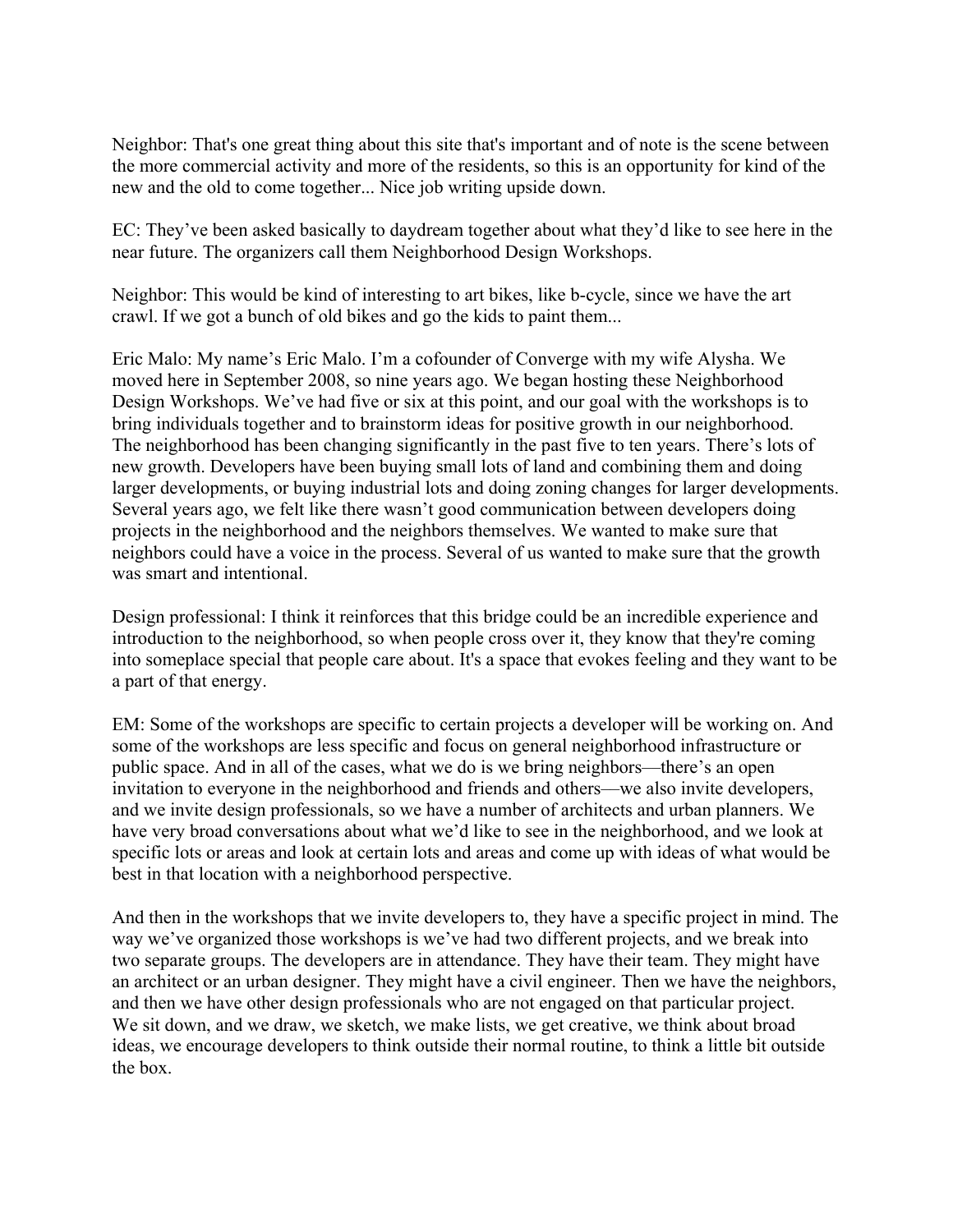Neighbor: That's one great thing about this site that's important and of note is the scene between the more commercial activity and more of the residents, so this is an opportunity for kind of the new and the old to come together... Nice job writing upside down.

EC: They've been asked basically to daydream together about what they'd like to see here in the near future. The organizers call them Neighborhood Design Workshops.

Neighbor: This would be kind of interesting to art bikes, like b-cycle, since we have the art crawl. If we got a bunch of old bikes and go the kids to paint them...

Eric Malo: My name's Eric Malo. I'm a cofounder of Converge with my wife Alysha. We moved here in September 2008, so nine years ago. We began hosting these Neighborhood Design Workshops. We've had five or six at this point, and our goal with the workshops is to bring individuals together and to brainstorm ideas for positive growth in our neighborhood. The neighborhood has been changing significantly in the past five to ten years. There's lots of new growth. Developers have been buying small lots of land and combining them and doing larger developments, or buying industrial lots and doing zoning changes for larger developments. Several years ago, we felt like there wasn't good communication between developers doing projects in the neighborhood and the neighbors themselves. We wanted to make sure that neighbors could have a voice in the process. Several of us wanted to make sure that the growth was smart and intentional.

Design professional: I think it reinforces that this bridge could be an incredible experience and introduction to the neighborhood, so when people cross over it, they know that they're coming into someplace special that people care about. It's a space that evokes feeling and they want to be a part of that energy.

EM: Some of the workshops are specific to certain projects a developer will be working on. And some of the workshops are less specific and focus on general neighborhood infrastructure or public space. And in all of the cases, what we do is we bring neighbors—there's an open invitation to everyone in the neighborhood and friends and others—we also invite developers, and we invite design professionals, so we have a number of architects and urban planners. We have very broad conversations about what we'd like to see in the neighborhood, and we look at specific lots or areas and look at certain lots and areas and come up with ideas of what would be best in that location with a neighborhood perspective.

And then in the workshops that we invite developers to, they have a specific project in mind. The way we've organized those workshops is we've had two different projects, and we break into two separate groups. The developers are in attendance. They have their team. They might have an architect or an urban designer. They might have a civil engineer. Then we have the neighbors, and then we have other design professionals who are not engaged on that particular project. We sit down, and we draw, we sketch, we make lists, we get creative, we think about broad ideas, we encourage developers to think outside their normal routine, to think a little bit outside the box.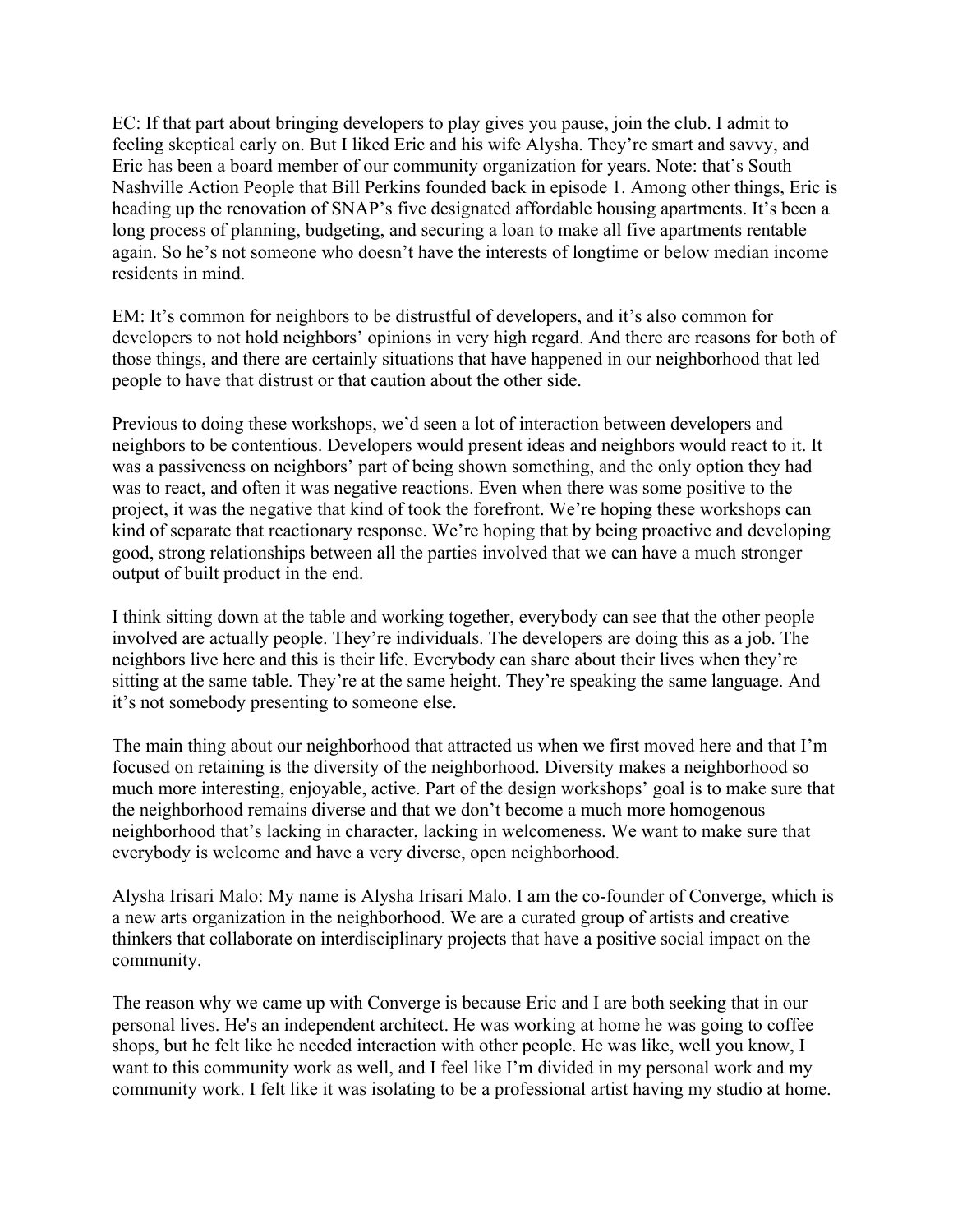EC: If that part about bringing developers to play gives you pause, join the club. I admit to feeling skeptical early on. But I liked Eric and his wife Alysha. They're smart and savvy, and Eric has been a board member of our community organization for years. Note: that's South Nashville Action People that Bill Perkins founded back in episode 1. Among other things, Eric is heading up the renovation of SNAP's five designated affordable housing apartments. It's been a long process of planning, budgeting, and securing a loan to make all five apartments rentable again. So he's not someone who doesn't have the interests of longtime or below median income residents in mind.

EM: It's common for neighbors to be distrustful of developers, and it's also common for developers to not hold neighbors' opinions in very high regard. And there are reasons for both of those things, and there are certainly situations that have happened in our neighborhood that led people to have that distrust or that caution about the other side.

Previous to doing these workshops, we'd seen a lot of interaction between developers and neighbors to be contentious. Developers would present ideas and neighbors would react to it. It was a passiveness on neighbors' part of being shown something, and the only option they had was to react, and often it was negative reactions. Even when there was some positive to the project, it was the negative that kind of took the forefront. We're hoping these workshops can kind of separate that reactionary response. We're hoping that by being proactive and developing good, strong relationships between all the parties involved that we can have a much stronger output of built product in the end.

I think sitting down at the table and working together, everybody can see that the other people involved are actually people. They're individuals. The developers are doing this as a job. The neighbors live here and this is their life. Everybody can share about their lives when they're sitting at the same table. They're at the same height. They're speaking the same language. And it's not somebody presenting to someone else.

The main thing about our neighborhood that attracted us when we first moved here and that I'm focused on retaining is the diversity of the neighborhood. Diversity makes a neighborhood so much more interesting, enjoyable, active. Part of the design workshops' goal is to make sure that the neighborhood remains diverse and that we don't become a much more homogenous neighborhood that's lacking in character, lacking in welcomeness. We want to make sure that everybody is welcome and have a very diverse, open neighborhood.

Alysha Irisari Malo: My name is Alysha Irisari Malo. I am the co-founder of Converge, which is a new arts organization in the neighborhood. We are a curated group of artists and creative thinkers that collaborate on interdisciplinary projects that have a positive social impact on the community.

The reason why we came up with Converge is because Eric and I are both seeking that in our personal lives. He's an independent architect. He was working at home he was going to coffee shops, but he felt like he needed interaction with other people. He was like, well you know, I want to this community work as well, and I feel like I'm divided in my personal work and my community work. I felt like it was isolating to be a professional artist having my studio at home.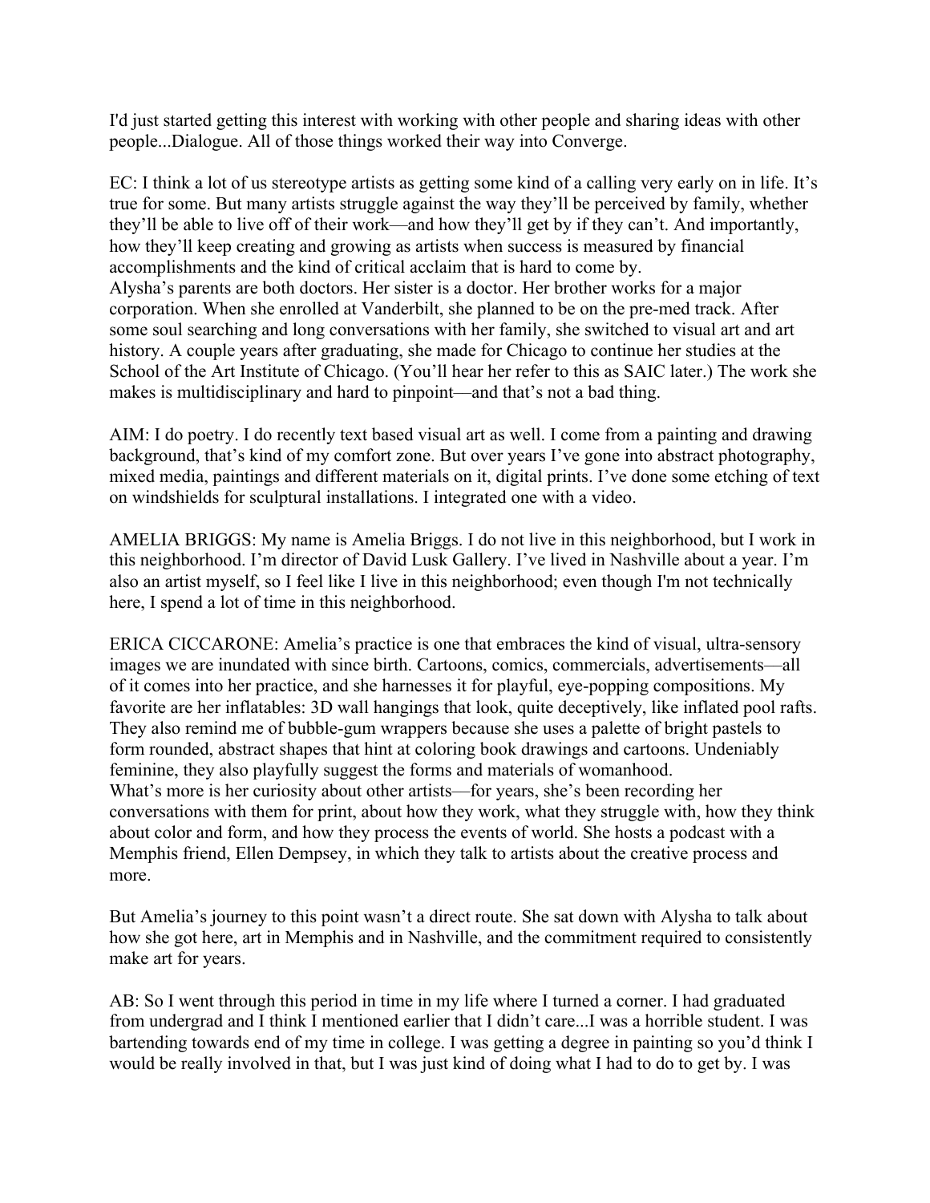I'd just started getting this interest with working with other people and sharing ideas with other people...Dialogue. All of those things worked their way into Converge.

EC: I think a lot of us stereotype artists as getting some kind of a calling very early on in life. It's true for some. But many artists struggle against the way they'll be perceived by family, whether they'll be able to live off of their work—and how they'll get by if they can't. And importantly, how they'll keep creating and growing as artists when success is measured by financial accomplishments and the kind of critical acclaim that is hard to come by.
Alysha's parents are both doctors. Her sister is a doctor. Her brother works for a major corporation. When she enrolled at Vanderbilt, she planned to be on the pre-med track. After some soul searching and long conversations with her family, she switched to visual art and art history. A couple years after graduating, she made for Chicago to continue her studies at the School of the Art Institute of Chicago. (You'll hear her refer to this as SAIC later.) The work she makes is multidisciplinary and hard to pinpoint—and that's not a bad thing.

AIM: I do poetry. I do recently text based visual art as well. I come from a painting and drawing background, that's kind of my comfort zone. But over years I've gone into abstract photography, mixed media, paintings and different materials on it, digital prints. I've done some etching of text on windshields for sculptural installations. I integrated one with a video.

AMELIA BRIGGS: My name is Amelia Briggs. I do not live in this neighborhood, but I work in this neighborhood. I'm director of David Lusk Gallery. I've lived in Nashville about a year. I'm also an artist myself, so I feel like I live in this neighborhood; even though I'm not technically here, I spend a lot of time in this neighborhood.

ERICA CICCARONE: Amelia's practice is one that embraces the kind of visual, ultra-sensory images we are inundated with since birth. Cartoons, comics, commercials, advertisements—all of it comes into her practice, and she harnesses it for playful, eye-popping compositions. My favorite are her inflatables: 3D wall hangings that look, quite deceptively, like inflated pool rafts. They also remind me of bubble-gum wrappers because she uses a palette of bright pastels to form rounded, abstract shapes that hint at coloring book drawings and cartoons. Undeniably feminine, they also playfully suggest the forms and materials of womanhood.
What's more is her curiosity about other artists—for years, she's been recording her conversations with them for print, about how they work, what they struggle with, how they think about color and form, and how they process the events of world. She hosts a podcast with a Memphis friend, Ellen Dempsey, in which they talk to artists about the creative process and more.

But Amelia's journey to this point wasn't a direct route. She sat down with Alysha to talk about how she got here, art in Memphis and in Nashville, and the commitment required to consistently make art for years.

AB: So I went through this period in time in my life where I turned a corner. I had graduated from undergrad and I think I mentioned earlier that I didn't care...I was a horrible student. I was bartending towards end of my time in college. I was getting a degree in painting so you'd think I would be really involved in that, but I was just kind of doing what I had to do to get by. I was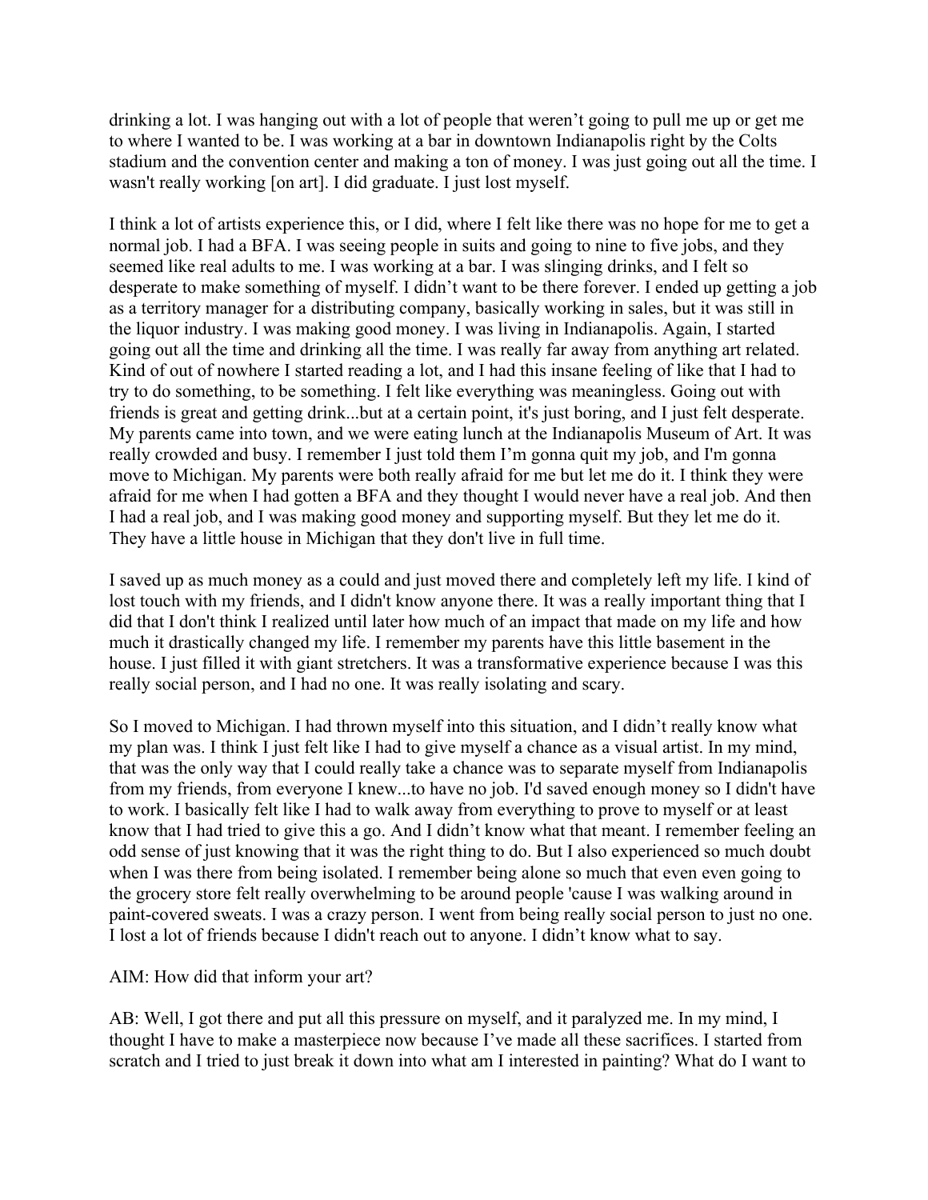drinking a lot. I was hanging out with a lot of people that weren't going to pull me up or get me to where I wanted to be. I was working at a bar in downtown Indianapolis right by the Colts stadium and the convention center and making a ton of money. I was just going out all the time. I wasn't really working [on art]. I did graduate. I just lost myself.

I think a lot of artists experience this, or I did, where I felt like there was no hope for me to get a normal job. I had a BFA. I was seeing people in suits and going to nine to five jobs, and they seemed like real adults to me. I was working at a bar. I was slinging drinks, and I felt so desperate to make something of myself. I didn't want to be there forever. I ended up getting a job as a territory manager for a distributing company, basically working in sales, but it was still in the liquor industry. I was making good money. I was living in Indianapolis. Again, I started going out all the time and drinking all the time. I was really far away from anything art related. Kind of out of nowhere I started reading a lot, and I had this insane feeling of like that I had to try to do something, to be something. I felt like everything was meaningless. Going out with friends is great and getting drink...but at a certain point, it's just boring, and I just felt desperate. My parents came into town, and we were eating lunch at the Indianapolis Museum of Art. It was really crowded and busy. I remember I just told them I'm gonna quit my job, and I'm gonna move to Michigan. My parents were both really afraid for me but let me do it. I think they were afraid for me when I had gotten a BFA and they thought I would never have a real job. And then I had a real job, and I was making good money and supporting myself. But they let me do it. They have a little house in Michigan that they don't live in full time.

I saved up as much money as a could and just moved there and completely left my life. I kind of lost touch with my friends, and I didn't know anyone there. It was a really important thing that I did that I don't think I realized until later how much of an impact that made on my life and how much it drastically changed my life. I remember my parents have this little basement in the house. I just filled it with giant stretchers. It was a transformative experience because I was this really social person, and I had no one. It was really isolating and scary.

So I moved to Michigan. I had thrown myself into this situation, and I didn't really know what my plan was. I think I just felt like I had to give myself a chance as a visual artist. In my mind, that was the only way that I could really take a chance was to separate myself from Indianapolis from my friends, from everyone I knew...to have no job. I'd saved enough money so I didn't have to work. I basically felt like I had to walk away from everything to prove to myself or at least know that I had tried to give this a go. And I didn't know what that meant. I remember feeling an odd sense of just knowing that it was the right thing to do. But I also experienced so much doubt when I was there from being isolated. I remember being alone so much that even even going to the grocery store felt really overwhelming to be around people 'cause I was walking around in paint-covered sweats. I was a crazy person. I went from being really social person to just no one. I lost a lot of friends because I didn't reach out to anyone. I didn't know what to say.

AIM: How did that inform your art?

AB: Well, I got there and put all this pressure on myself, and it paralyzed me. In my mind, I thought I have to make a masterpiece now because I've made all these sacrifices. I started from scratch and I tried to just break it down into what am I interested in painting? What do I want to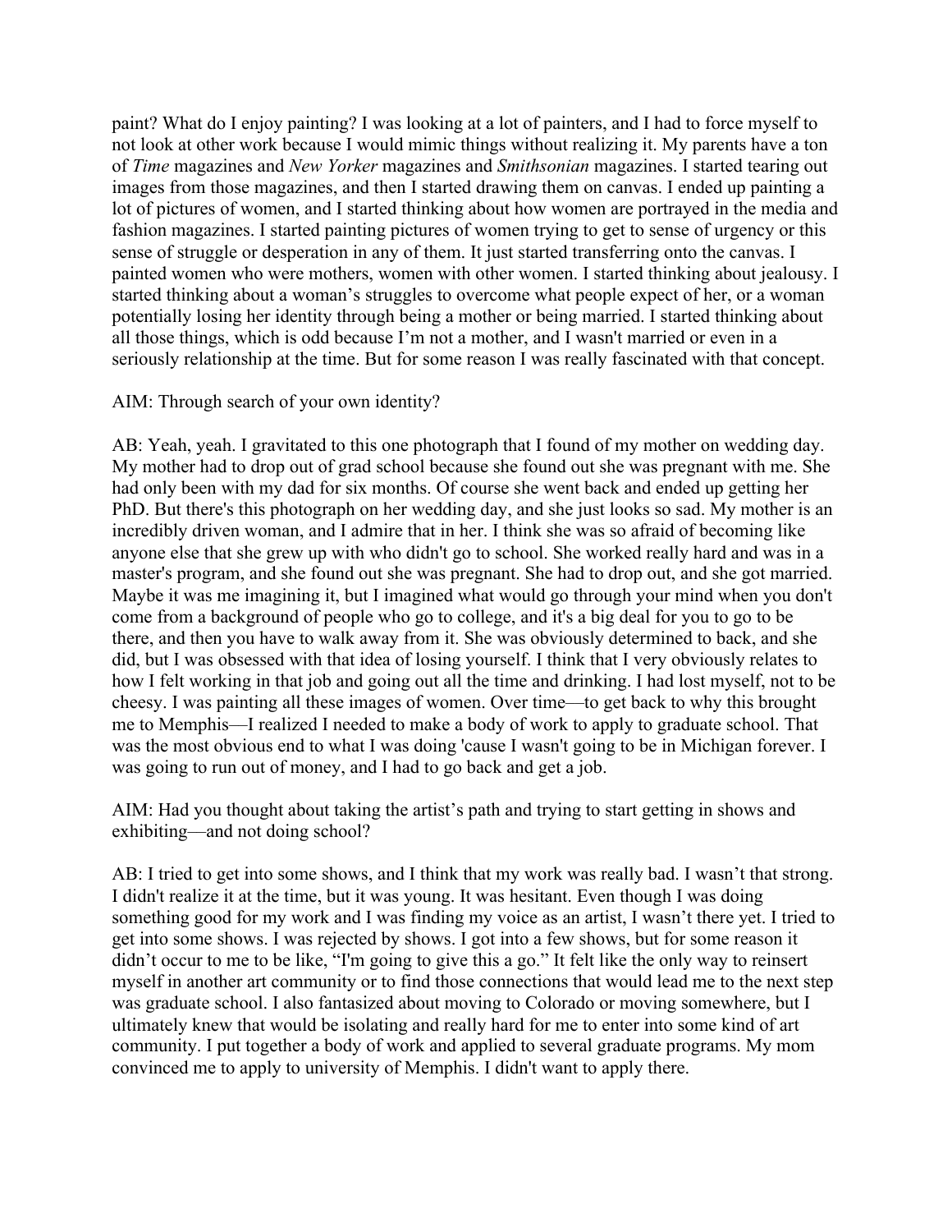paint? What do I enjoy painting? I was looking at a lot of painters, and I had to force myself to not look at other work because I would mimic things without realizing it. My parents have a ton of *Time* magazines and *New Yorker* magazines and *Smithsonian* magazines. I started tearing out images from those magazines, and then I started drawing them on canvas. I ended up painting a lot of pictures of women, and I started thinking about how women are portrayed in the media and fashion magazines. I started painting pictures of women trying to get to sense of urgency or this sense of struggle or desperation in any of them. It just started transferring onto the canvas. I painted women who were mothers, women with other women. I started thinking about jealousy. I started thinking about a woman's struggles to overcome what people expect of her, or a woman potentially losing her identity through being a mother or being married. I started thinking about all those things, which is odd because I'm not a mother, and I wasn't married or even in a seriously relationship at the time. But for some reason I was really fascinated with that concept.

AIM: Through search of your own identity?

AB: Yeah, yeah. I gravitated to this one photograph that I found of my mother on wedding day. My mother had to drop out of grad school because she found out she was pregnant with me. She had only been with my dad for six months. Of course she went back and ended up getting her PhD. But there's this photograph on her wedding day, and she just looks so sad. My mother is an incredibly driven woman, and I admire that in her. I think she was so afraid of becoming like anyone else that she grew up with who didn't go to school. She worked really hard and was in a master's program, and she found out she was pregnant. She had to drop out, and she got married. Maybe it was me imagining it, but I imagined what would go through your mind when you don't come from a background of people who go to college, and it's a big deal for you to go to be there, and then you have to walk away from it. She was obviously determined to back, and she did, but I was obsessed with that idea of losing yourself. I think that I very obviously relates to how I felt working in that job and going out all the time and drinking. I had lost myself, not to be cheesy. I was painting all these images of women. Over time—to get back to why this brought me to Memphis—I realized I needed to make a body of work to apply to graduate school. That was the most obvious end to what I was doing 'cause I wasn't going to be in Michigan forever. I was going to run out of money, and I had to go back and get a job.

AIM: Had you thought about taking the artist's path and trying to start getting in shows and exhibiting—and not doing school?

AB: I tried to get into some shows, and I think that my work was really bad. I wasn't that strong. I didn't realize it at the time, but it was young. It was hesitant. Even though I was doing something good for my work and I was finding my voice as an artist, I wasn't there yet. I tried to get into some shows. I was rejected by shows. I got into a few shows, but for some reason it didn't occur to me to be like, "I'm going to give this a go." It felt like the only way to reinsert myself in another art community or to find those connections that would lead me to the next step was graduate school. I also fantasized about moving to Colorado or moving somewhere, but I ultimately knew that would be isolating and really hard for me to enter into some kind of art community. I put together a body of work and applied to several graduate programs. My mom convinced me to apply to university of Memphis. I didn't want to apply there.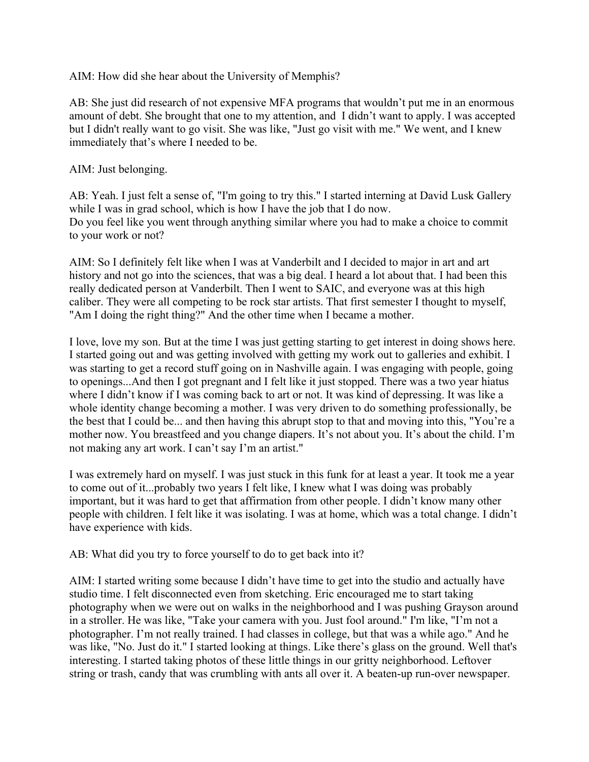AIM: How did she hear about the University of Memphis?

AB: She just did research of not expensive MFA programs that wouldn't put me in an enormous amount of debt. She brought that one to my attention, and I didn't want to apply. I was accepted but I didn't really want to go visit. She was like, "Just go visit with me." We went, and I knew immediately that's where I needed to be.

AIM: Just belonging.

AB: Yeah. I just felt a sense of, "I'm going to try this." I started interning at David Lusk Gallery while I was in grad school, which is how I have the job that I do now.
Do you feel like you went through anything similar where you had to make a choice to commit to your work or not?

AIM: So I definitely felt like when I was at Vanderbilt and I decided to major in art and art history and not go into the sciences, that was a big deal. I heard a lot about that. I had been this really dedicated person at Vanderbilt. Then I went to SAIC, and everyone was at this high caliber. They were all competing to be rock star artists. That first semester I thought to myself, "Am I doing the right thing?" And the other time when I became a mother.

I love, love my son. But at the time I was just getting starting to get interest in doing shows here. I started going out and was getting involved with getting my work out to galleries and exhibit. I was starting to get a record stuff going on in Nashville again. I was engaging with people, going to openings...And then I got pregnant and I felt like it just stopped. There was a two year hiatus where I didn't know if I was coming back to art or not. It was kind of depressing. It was like a whole identity change becoming a mother. I was very driven to do something professionally, be the best that I could be... and then having this abrupt stop to that and moving into this, "You're a mother now. You breastfeed and you change diapers. It's not about you. It's about the child. I'm not making any art work. I can't say I'm an artist."

I was extremely hard on myself. I was just stuck in this funk for at least a year. It took me a year to come out of it...probably two years I felt like, I knew what I was doing was probably important, but it was hard to get that affirmation from other people. I didn't know many other people with children. I felt like it was isolating. I was at home, which was a total change. I didn't have experience with kids.

AB: What did you try to force yourself to do to get back into it?

AIM: I started writing some because I didn't have time to get into the studio and actually have studio time. I felt disconnected even from sketching. Eric encouraged me to start taking photography when we were out on walks in the neighborhood and I was pushing Grayson around in a stroller. He was like, "Take your camera with you. Just fool around." I'm like, "I'm not a photographer. I'm not really trained. I had classes in college, but that was a while ago." And he was like, "No. Just do it." I started looking at things. Like there's glass on the ground. Well that's interesting. I started taking photos of these little things in our gritty neighborhood. Leftover string or trash, candy that was crumbling with ants all over it. A beaten-up run-over newspaper.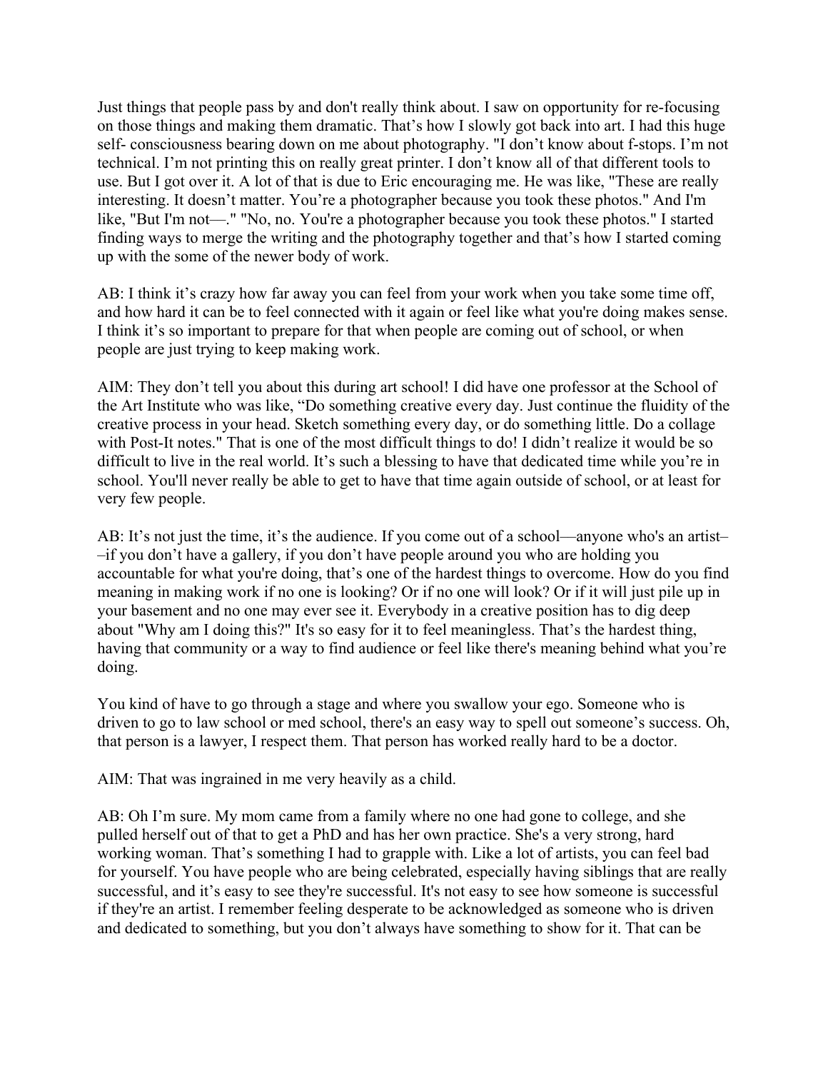Just things that people pass by and don't really think about. I saw on opportunity for re-focusing on those things and making them dramatic. That's how I slowly got back into art. I had this huge self- consciousness bearing down on me about photography. "I don't know about f-stops. I'm not technical. I'm not printing this on really great printer. I don't know all of that different tools to use. But I got over it. A lot of that is due to Eric encouraging me. He was like, "These are really interesting. It doesn't matter. You're a photographer because you took these photos." And I'm like, "But I'm not—." "No, no. You're a photographer because you took these photos." I started finding ways to merge the writing and the photography together and that's how I started coming up with the some of the newer body of work.

AB: I think it's crazy how far away you can feel from your work when you take some time off, and how hard it can be to feel connected with it again or feel like what you're doing makes sense. I think it's so important to prepare for that when people are coming out of school, or when people are just trying to keep making work.

AIM: They don't tell you about this during art school! I did have one professor at the School of the Art Institute who was like, "Do something creative every day. Just continue the fluidity of the creative process in your head. Sketch something every day, or do something little. Do a collage with Post-It notes." That is one of the most difficult things to do! I didn't realize it would be so difficult to live in the real world. It's such a blessing to have that dedicated time while you're in school. You'll never really be able to get to have that time again outside of school, or at least for very few people.

AB: It's not just the time, it's the audience. If you come out of a school—anyone who's an artist––if you don't have a gallery, if you don't have people around you who are holding you accountable for what you're doing, that's one of the hardest things to overcome. How do you find meaning in making work if no one is looking? Or if no one will look? Or if it will just pile up in your basement and no one may ever see it. Everybody in a creative position has to dig deep about "Why am I doing this?" It's so easy for it to feel meaningless. That's the hardest thing, having that community or a way to find audience or feel like there's meaning behind what you're doing.

You kind of have to go through a stage and where you swallow your ego. Someone who is driven to go to law school or med school, there's an easy way to spell out someone's success. Oh, that person is a lawyer, I respect them. That person has worked really hard to be a doctor.

AIM: That was ingrained in me very heavily as a child.

AB: Oh I'm sure. My mom came from a family where no one had gone to college, and she pulled herself out of that to get a PhD and has her own practice. She's a very strong, hard working woman. That's something I had to grapple with. Like a lot of artists, you can feel bad for yourself. You have people who are being celebrated, especially having siblings that are really successful, and it's easy to see they're successful. It's not easy to see how someone is successful if they're an artist. I remember feeling desperate to be acknowledged as someone who is driven and dedicated to something, but you don't always have something to show for it. That can be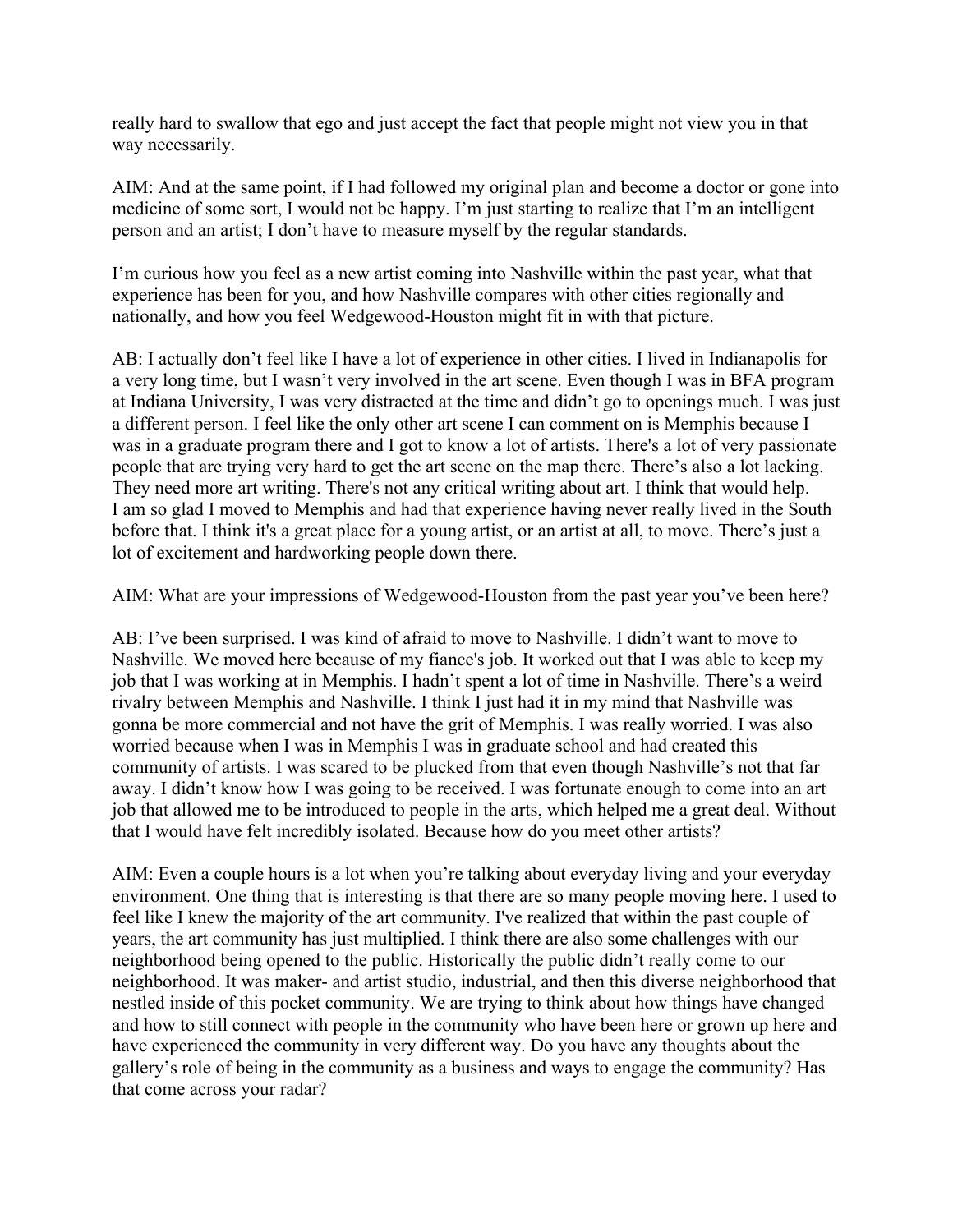really hard to swallow that ego and just accept the fact that people might not view you in that way necessarily.

AIM: And at the same point, if I had followed my original plan and become a doctor or gone into medicine of some sort, I would not be happy. I'm just starting to realize that I'm an intelligent person and an artist; I don't have to measure myself by the regular standards.

I'm curious how you feel as a new artist coming into Nashville within the past year, what that experience has been for you, and how Nashville compares with other cities regionally and nationally, and how you feel Wedgewood-Houston might fit in with that picture.

AB: I actually don't feel like I have a lot of experience in other cities. I lived in Indianapolis for a very long time, but I wasn't very involved in the art scene. Even though I was in BFA program at Indiana University, I was very distracted at the time and didn't go to openings much. I was just a different person. I feel like the only other art scene I can comment on is Memphis because I was in a graduate program there and I got to know a lot of artists. There's a lot of very passionate people that are trying very hard to get the art scene on the map there. There's also a lot lacking. They need more art writing. There's not any critical writing about art. I think that would help. I am so glad I moved to Memphis and had that experience having never really lived in the South before that. I think it's a great place for a young artist, or an artist at all, to move. There's just a lot of excitement and hardworking people down there.

AIM: What are your impressions of Wedgewood-Houston from the past year you've been here?

AB: I've been surprised. I was kind of afraid to move to Nashville. I didn't want to move to Nashville. We moved here because of my fiance's job. It worked out that I was able to keep my job that I was working at in Memphis. I hadn't spent a lot of time in Nashville. There's a weird rivalry between Memphis and Nashville. I think I just had it in my mind that Nashville was gonna be more commercial and not have the grit of Memphis. I was really worried. I was also worried because when I was in Memphis I was in graduate school and had created this community of artists. I was scared to be plucked from that even though Nashville's not that far away. I didn't know how I was going to be received. I was fortunate enough to come into an art job that allowed me to be introduced to people in the arts, which helped me a great deal. Without that I would have felt incredibly isolated. Because how do you meet other artists?

AIM: Even a couple hours is a lot when you're talking about everyday living and your everyday environment. One thing that is interesting is that there are so many people moving here. I used to feel like I knew the majority of the art community. I've realized that within the past couple of years, the art community has just multiplied. I think there are also some challenges with our neighborhood being opened to the public. Historically the public didn't really come to our neighborhood. It was maker- and artist studio, industrial, and then this diverse neighborhood that nestled inside of this pocket community. We are trying to think about how things have changed and how to still connect with people in the community who have been here or grown up here and have experienced the community in very different way. Do you have any thoughts about the gallery's role of being in the community as a business and ways to engage the community? Has that come across your radar?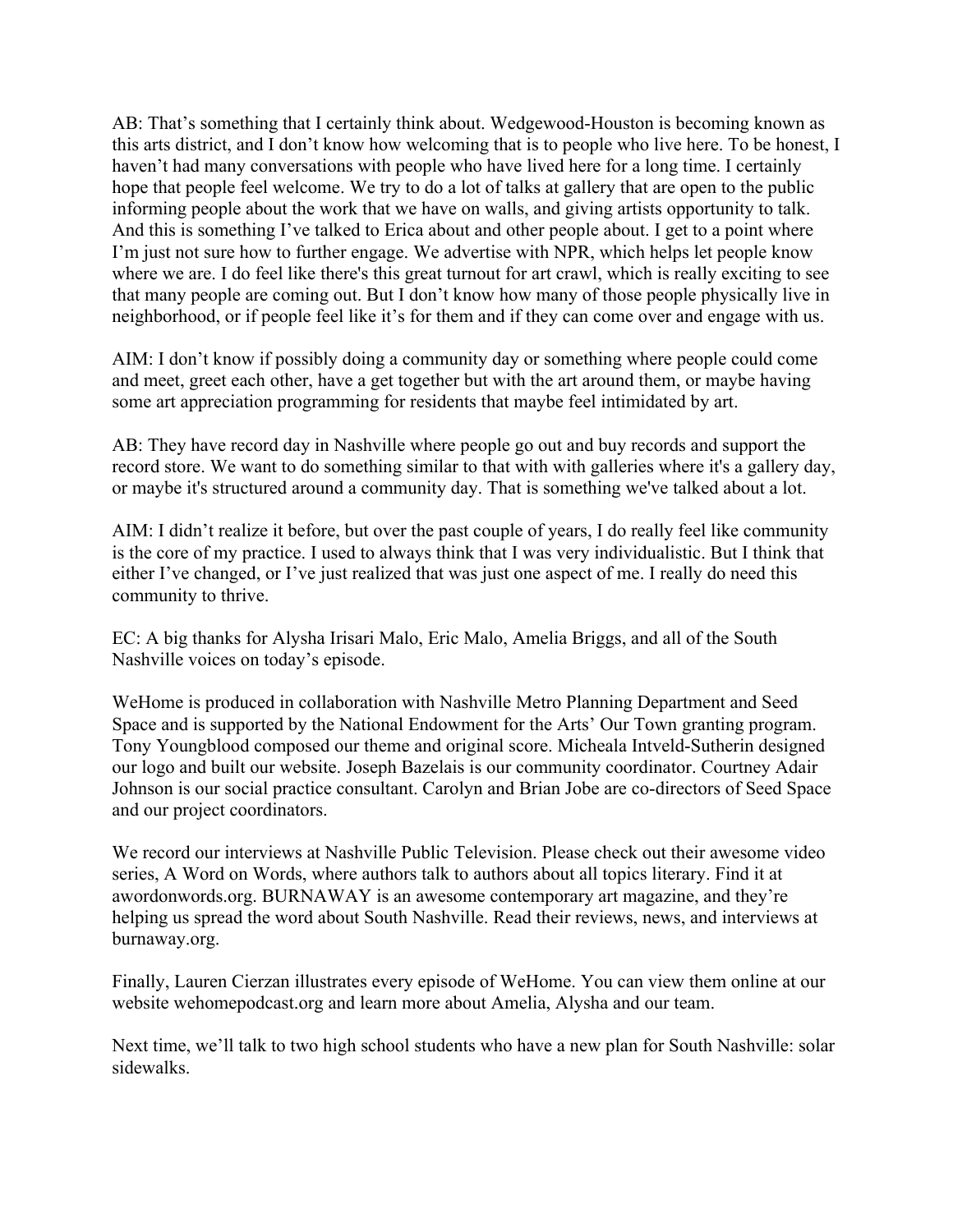AB: That's something that I certainly think about. Wedgewood-Houston is becoming known as this arts district, and I don't know how welcoming that is to people who live here. To be honest, I haven't had many conversations with people who have lived here for a long time. I certainly hope that people feel welcome. We try to do a lot of talks at gallery that are open to the public informing people about the work that we have on walls, and giving artists opportunity to talk. And this is something I've talked to Erica about and other people about. I get to a point where I'm just not sure how to further engage. We advertise with NPR, which helps let people know where we are. I do feel like there's this great turnout for art crawl, which is really exciting to see that many people are coming out. But I don't know how many of those people physically live in neighborhood, or if people feel like it's for them and if they can come over and engage with us.

AIM: I don't know if possibly doing a community day or something where people could come and meet, greet each other, have a get together but with the art around them, or maybe having some art appreciation programming for residents that maybe feel intimidated by art.

AB: They have record day in Nashville where people go out and buy records and support the record store. We want to do something similar to that with with galleries where it's a gallery day, or maybe it's structured around a community day. That is something we've talked about a lot.

AIM: I didn't realize it before, but over the past couple of years, I do really feel like community is the core of my practice. I used to always think that I was very individualistic. But I think that either I've changed, or I've just realized that was just one aspect of me. I really do need this community to thrive.

EC: A big thanks for Alysha Irisari Malo, Eric Malo, Amelia Briggs, and all of the South Nashville voices on today's episode.

WeHome is produced in collaboration with Nashville Metro Planning Department and Seed Space and is supported by the National Endowment for the Arts' Our Town granting program. Tony Youngblood composed our theme and original score. Micheala Intveld-Sutherin designed our logo and built our website. Joseph Bazelais is our community coordinator. Courtney Adair Johnson is our social practice consultant. Carolyn and Brian Jobe are co-directors of Seed Space and our project coordinators.

We record our interviews at Nashville Public Television. Please check out their awesome video series, A Word on Words, where authors talk to authors about all topics literary. Find it at awordonwords.org. BURNAWAY is an awesome contemporary art magazine, and they're helping us spread the word about South Nashville. Read their reviews, news, and interviews at burnaway.org.

Finally, Lauren Cierzan illustrates every episode of WeHome. You can view them online at our website wehomepodcast.org and learn more about Amelia, Alysha and our team.

Next time, we'll talk to two high school students who have a new plan for South Nashville: solar sidewalks.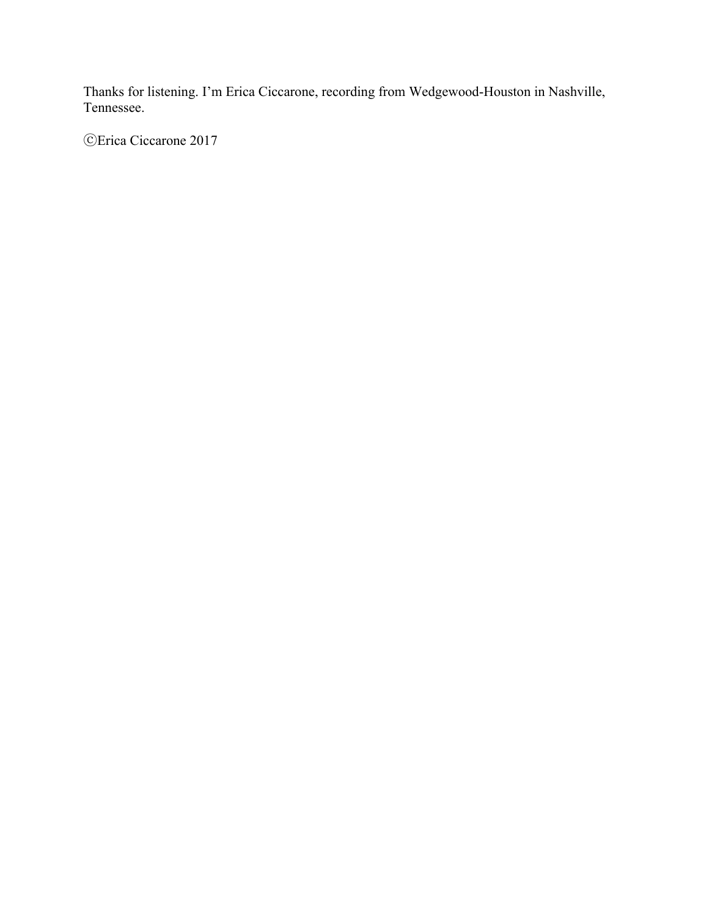Thanks for listening. I'm Erica Ciccarone, recording from Wedgewood-Houston in Nashville, Tennessee.

ⓒErica Ciccarone 2017